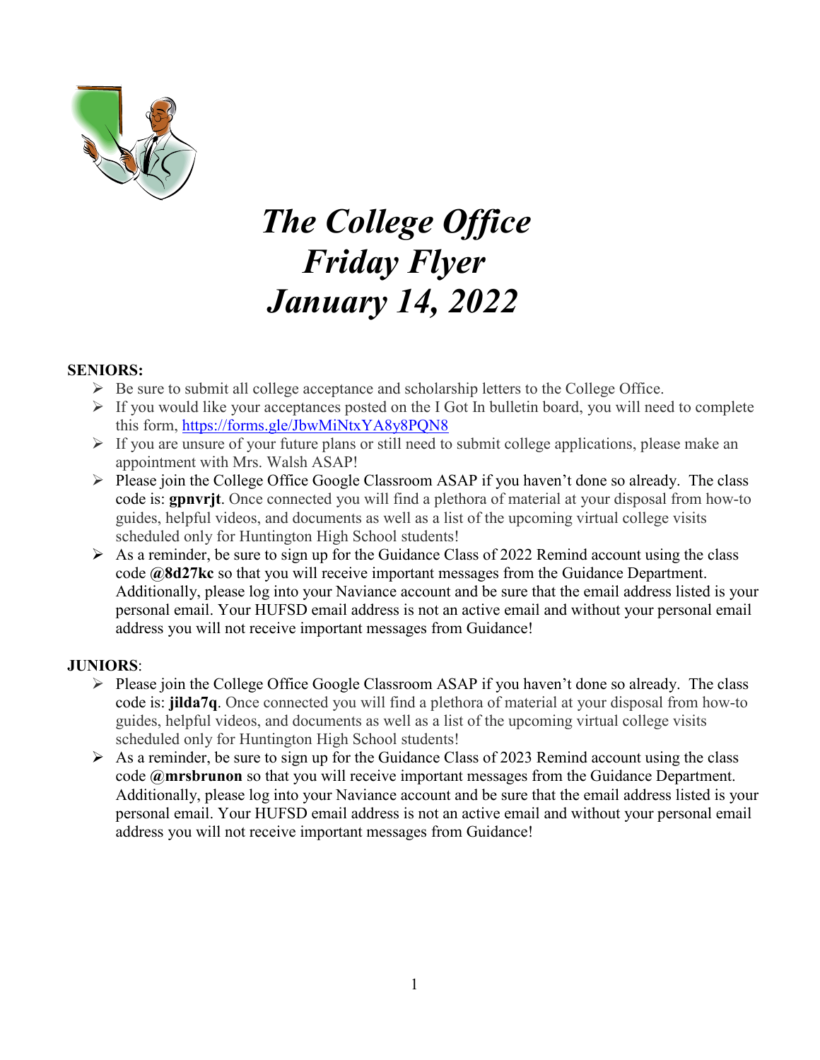# *The College Office Friday Flyer January 14, 2022*

**SENIORS:**

- Be sure to submit all college acceptance and scholarship letters to the College Office.
- If you would like your acceptances posted on the I Got In bulletin board, you will need to complete this form, https://forms.gle/JbwMiNtxYA8y8PQN8
- If you are unsure of your future plans or still need to submit college applications, please make an appointment with Mrs. Walsh ASAP!
- Please join the College Office Google Classroom ASAP if you haven't done so already. The class code is: **gpnvrjt**. Once connected you will find a plethora of material at your disposal from how-to guides, helpful videos, and documents as well as a list of the upcoming virtual college visits scheduled only for Huntington High School students!
- As a reminder, be sure to sign up for the Guidance Class of 2022 Remind account using the class code **@8d27kc** so that you will receive important messages from the Guidance Department. Additionally, please log into your Naviance account and be sure that the email address listed is your personal email. Your HUFSD email address is not an active email and without your personal email address you will not receive important messages from Guidance!

**JUNIORS**:

- Please join the College Office Google Classroom ASAP if you haven't done so already. The class code is: **jilda7q**. Once connected you will find a plethora of material at your disposal from how-to guides, helpful videos, and documents as well as a list of the upcoming virtual college visits scheduled only for Huntington High School students!
- As a reminder, be sure to sign up for the Guidance Class of 2023 Remind account using the class code **@mrsbrunon** so that you will receive important messages from the Guidance Department. Additionally, please log into your Naviance account and be sure that the email address listed is your personal email. Your HUFSD email address is not an active email and without your personal email address you will not receive important messages from Guidance!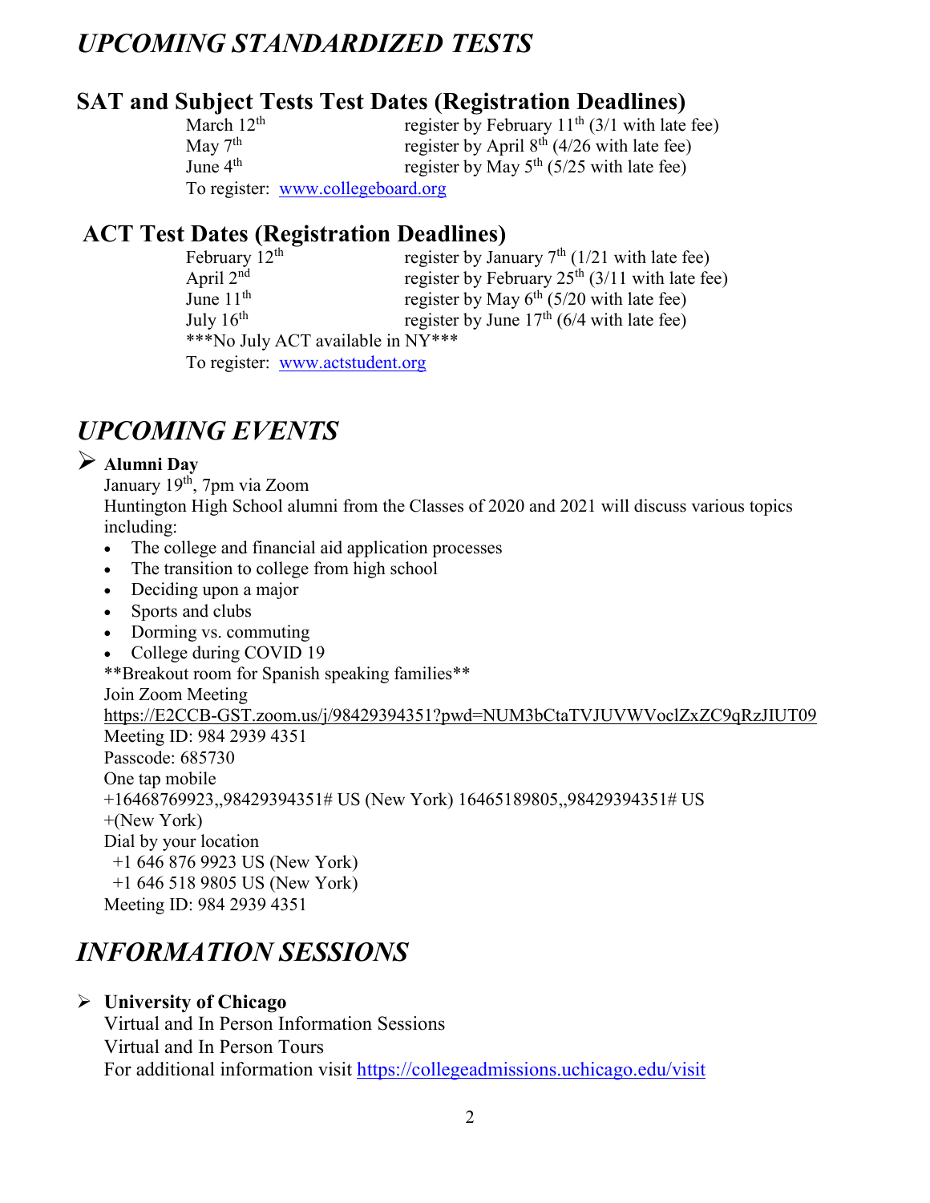# *UPCOMING STANDARDIZED TESTS*

## SAT and Subject Tests Test Dates (Registration Deadlines)

March 12th — register by February 11th (3/1 with late fee)
May 7th — register by April 8th (4/26 with late fee)
June 4th — register by May 5th (5/25 with late fee)
To register: www.collegeboard.org

## ACT Test Dates (Registration Deadlines)

February 12th — register by January 7th (1/21 with late fee)
April 2nd — register by February 25th (3/11 with late fee)
June 11th — register by May 6th (5/20 with late fee)
July 16th — register by June 17th (6/4 with late fee)
***No July ACT available in NY***
To register: www.actstudent.org

# *UPCOMING EVENTS*

- **Alumni Day**

  January 19th, 7pm via Zoom
  Huntington High School alumni from the Classes of 2020 and 2021 will discuss various topics including:
  - The college and financial aid application processes
  - The transition to college from high school
  - Deciding upon a major
  - Sports and clubs
  - Dorming vs. commuting
  - College during COVID 19

  **Breakout room for Spanish speaking families**
  Join Zoom Meeting
  https://E2CCB-GST.zoom.us/j/98429394351?pwd=NUM3bCtaTVJUVWVoclZxZC9qRzJIUT09
  Meeting ID: 984 2939 4351
  Passcode: 685730
  One tap mobile
  +16468769923,,98429394351# US (New York) 16465189805,,98429394351# US
  +(New York)
  Dial by your location
  +1 646 876 9923 US (New York)
  +1 646 518 9805 US (New York)
  Meeting ID: 984 2939 4351

# *INFORMATION SESSIONS*

- **University of Chicago**

  Virtual and In Person Information Sessions
  Virtual and In Person Tours
  For additional information visit https://collegeadmissions.uchicago.edu/visit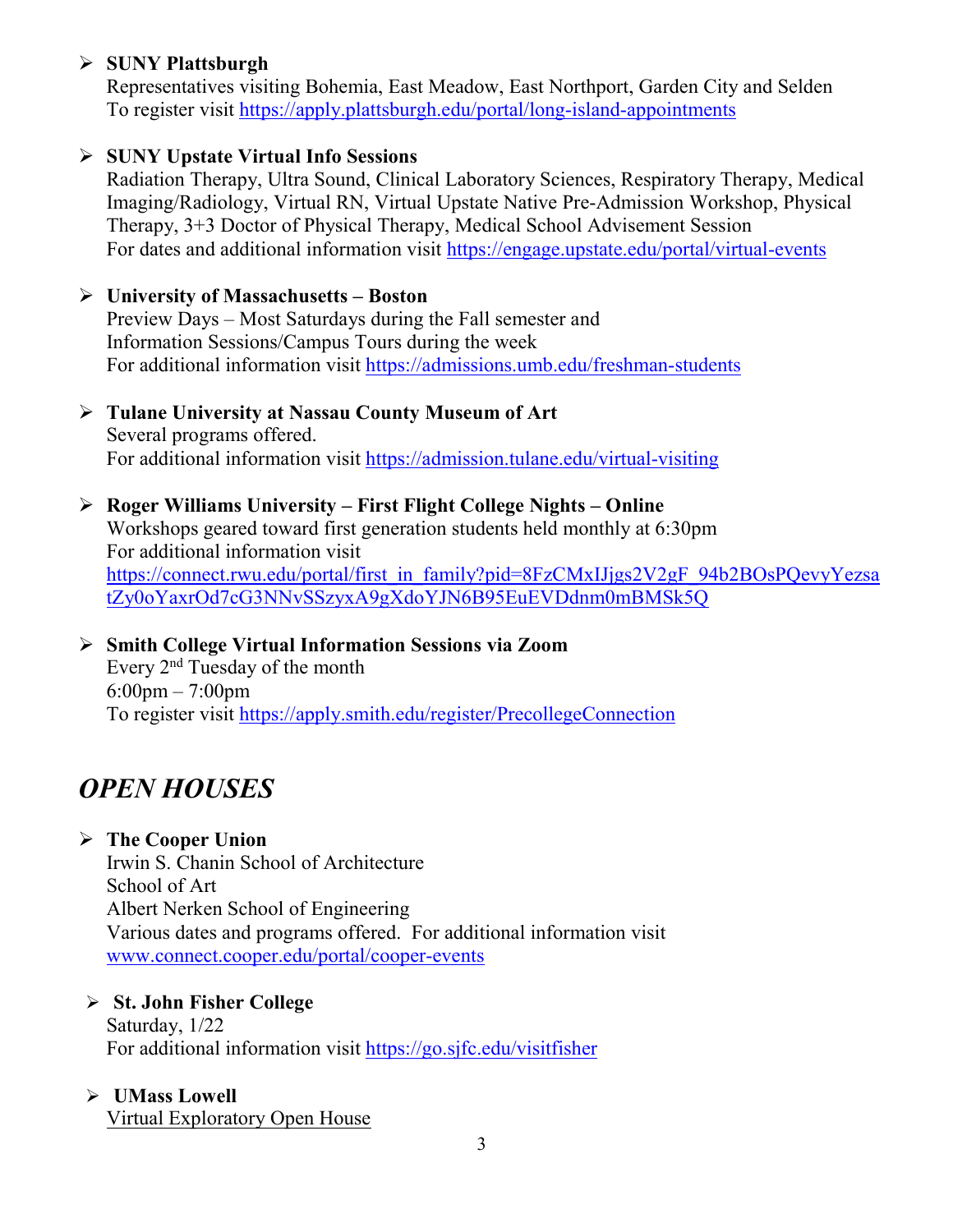- **SUNY Plattsburgh**
  Representatives visiting Bohemia, East Meadow, East Northport, Garden City and Selden
  To register visit https://apply.plattsburgh.edu/portal/long-island-appointments

- **SUNY Upstate Virtual Info Sessions**
  Radiation Therapy, Ultra Sound, Clinical Laboratory Sciences, Respiratory Therapy, Medical Imaging/Radiology, Virtual RN, Virtual Upstate Native Pre-Admission Workshop, Physical Therapy, 3+3 Doctor of Physical Therapy, Medical School Advisement Session
  For dates and additional information visit https://engage.upstate.edu/portal/virtual-events

- **University of Massachusetts – Boston**
  Preview Days – Most Saturdays during the Fall semester and
  Information Sessions/Campus Tours during the week
  For additional information visit https://admissions.umb.edu/freshman-students

- **Tulane University at Nassau County Museum of Art**
  Several programs offered.
  For additional information visit https://admission.tulane.edu/virtual-visiting

- **Roger Williams University – First Flight College Nights – Online**
  Workshops geared toward first generation students held monthly at 6:30pm
  For additional information visit
  https://connect.rwu.edu/portal/first_in_family?pid=8FzCMxIJjgs2V2gF_94b2BOsPQevyYezsatZy0oYaxrOd7cG3NNvSSzyxA9gXdoYJN6B95EuEVDdnm0mBMSk5Q

- **Smith College Virtual Information Sessions via Zoom**
  Every 2nd Tuesday of the month
  6:00pm – 7:00pm
  To register visit https://apply.smith.edu/register/PrecollegeConnection

## *OPEN HOUSES*

- **The Cooper Union**
  Irwin S. Chanin School of Architecture
  School of Art
  Albert Nerken School of Engineering
  Various dates and programs offered. For additional information visit www.connect.cooper.edu/portal/cooper-events

- **St. John Fisher College**
  Saturday, 1/22
  For additional information visit https://go.sjfc.edu/visitfisher

- **UMass Lowell**
  Virtual Exploratory Open House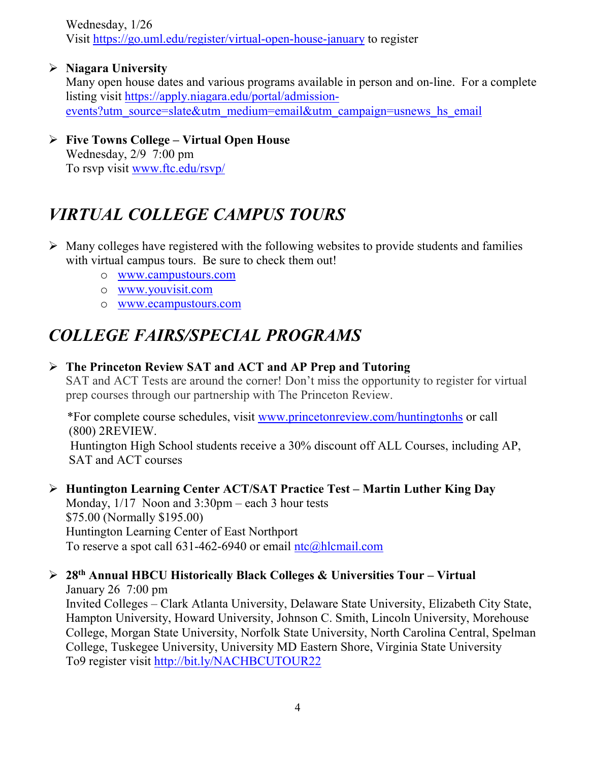Wednesday, 1/26
Visit https://go.uml.edu/register/virtual-open-house-january to register

- **Niagara University**
  Many open house dates and various programs available in person and on-line. For a complete listing visit https://apply.niagara.edu/portal/admission-events?utm_source=slate&utm_medium=email&utm_campaign=usnews_hs_email

- **Five Towns College – Virtual Open House**
  Wednesday, 2/9 7:00 pm
  To rsvp visit www.ftc.edu/rsvp/

# *VIRTUAL COLLEGE CAMPUS TOURS*

- Many colleges have registered with the following websites to provide students and families with virtual campus tours. Be sure to check them out!
  - www.campustours.com
  - www.youvisit.com
  - www.ecampustours.com

# *COLLEGE FAIRS/SPECIAL PROGRAMS*

- **The Princeton Review SAT and ACT and AP Prep and Tutoring**
  SAT and ACT Tests are around the corner! Don't miss the opportunity to register for virtual prep courses through our partnership with The Princeton Review.

  *For complete course schedules, visit www.princetonreview.com/huntingtonhs or call (800) 2REVIEW.
  Huntington High School students receive a 30% discount off ALL Courses, including AP, SAT and ACT courses

- **Huntington Learning Center ACT/SAT Practice Test – Martin Luther King Day**
  Monday, 1/17 Noon and 3:30pm – each 3 hour tests
  $75.00 (Normally $195.00)
  Huntington Learning Center of East Northport
  To reserve a spot call 631-462-6940 or email ntc@hlcmail.com

- **28th Annual HBCU Historically Black Colleges & Universities Tour – Virtual**
  January 26 7:00 pm
  Invited Colleges – Clark Atlanta University, Delaware State University, Elizabeth City State, Hampton University, Howard University, Johnson C. Smith, Lincoln University, Morehouse College, Morgan State University, Norfolk State University, North Carolina Central, Spelman College, Tuskegee University, University MD Eastern Shore, Virginia State University
  To9 register visit http://bit.ly/NACHBCUTOUR22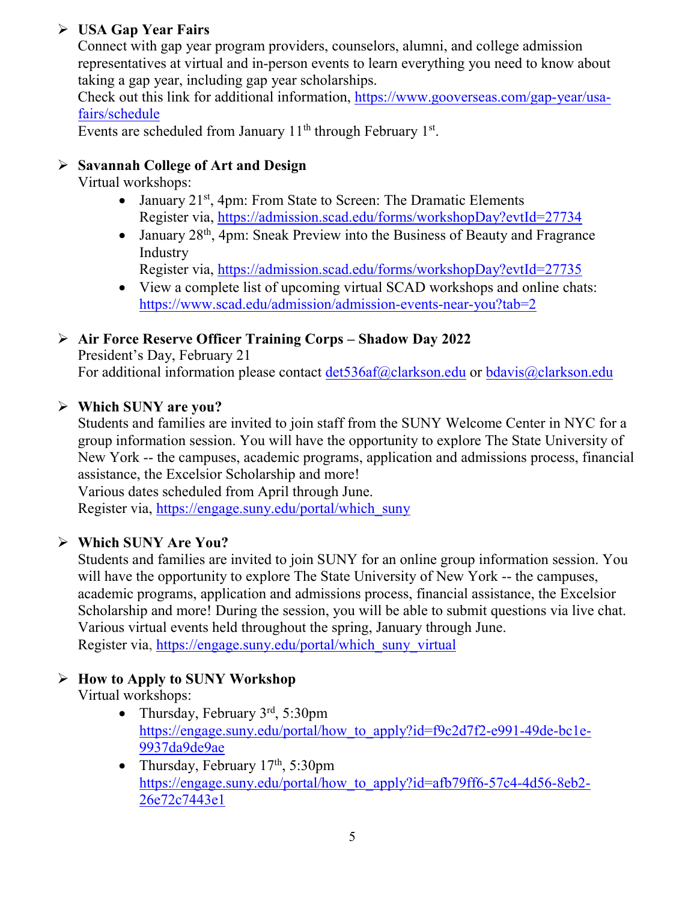- **USA Gap Year Fairs**
  Connect with gap year program providers, counselors, alumni, and college admission representatives at virtual and in-person events to learn everything you need to know about taking a gap year, including gap year scholarships.
  Check out this link for additional information, https://www.gooverseas.com/gap-year/usa-fairs/schedule
  Events are scheduled from January 11th through February 1st.

- **Savannah College of Art and Design**
  Virtual workshops:
  - January 21st, 4pm: From State to Screen: The Dramatic Elements
    Register via, https://admission.scad.edu/forms/workshopDay?evtId=27734
  - January 28th, 4pm: Sneak Preview into the Business of Beauty and Fragrance Industry
    Register via, https://admission.scad.edu/forms/workshopDay?evtId=27735
  - View a complete list of upcoming virtual SCAD workshops and online chats: https://www.scad.edu/admission/admission-events-near-you?tab=2

- **Air Force Reserve Officer Training Corps – Shadow Day 2022**
  President's Day, February 21
  For additional information please contact det536af@clarkson.edu or bdavis@clarkson.edu

- **Which SUNY are you?**
  Students and families are invited to join staff from the SUNY Welcome Center in NYC for a group information session. You will have the opportunity to explore The State University of New York -- the campuses, academic programs, application and admissions process, financial assistance, the Excelsior Scholarship and more!
  Various dates scheduled from April through June.
  Register via, https://engage.suny.edu/portal/which_suny

- **Which SUNY Are You?**
  Students and families are invited to join SUNY for an online group information session. You will have the opportunity to explore The State University of New York -- the campuses, academic programs, application and admissions process, financial assistance, the Excelsior Scholarship and more! During the session, you will be able to submit questions via live chat.
  Various virtual events held throughout the spring, January through June.
  Register via, https://engage.suny.edu/portal/which_suny_virtual

- **How to Apply to SUNY Workshop**
  Virtual workshops:
  - Thursday, February 3rd, 5:30pm
    https://engage.suny.edu/portal/how_to_apply?id=f9c2d7f2-e991-49de-bc1e-9937da9de9ae
  - Thursday, February 17th, 5:30pm
    https://engage.suny.edu/portal/how_to_apply?id=afb79ff6-57c4-4d56-8eb2-26e72c7443e1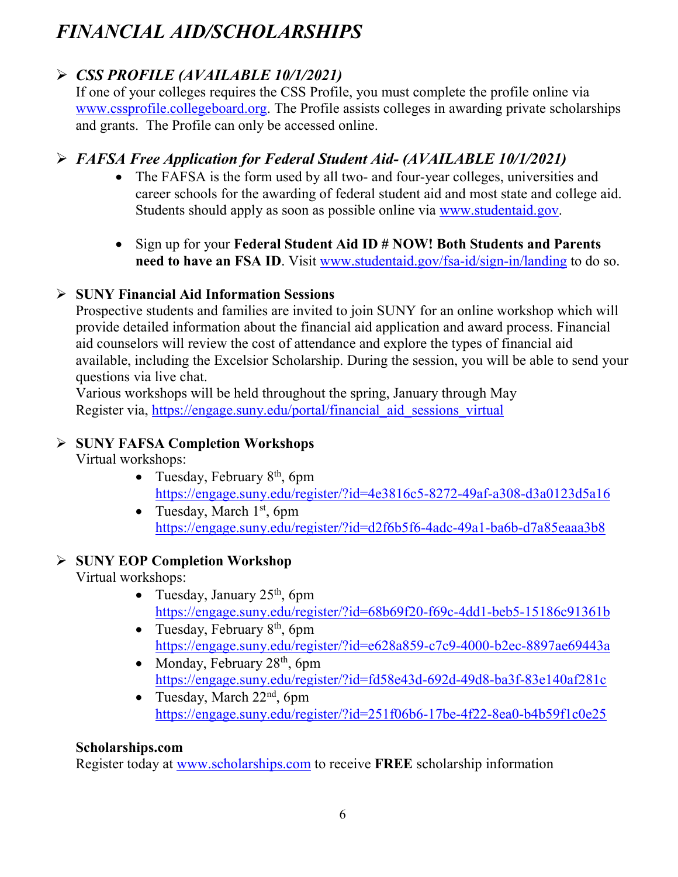# *FINANCIAL AID/SCHOLARSHIPS*

- ***CSS PROFILE (AVAILABLE 10/1/2021)***
  If one of your colleges requires the CSS Profile, you must complete the profile online via www.cssprofile.collegeboard.org. The Profile assists colleges in awarding private scholarships and grants. The Profile can only be accessed online.

- ***FAFSA Free Application for Federal Student Aid- (AVAILABLE 10/1/2021)***
  - The FAFSA is the form used by all two- and four-year colleges, universities and career schools for the awarding of federal student aid and most state and college aid. Students should apply as soon as possible online via www.studentaid.gov.
  - Sign up for your **Federal Student Aid ID # NOW! Both Students and Parents need to have an FSA ID**. Visit www.studentaid.gov/fsa-id/sign-in/landing to do so.

- **SUNY Financial Aid Information Sessions**
  Prospective students and families are invited to join SUNY for an online workshop which will provide detailed information about the financial aid application and award process. Financial aid counselors will review the cost of attendance and explore the types of financial aid available, including the Excelsior Scholarship. During the session, you will be able to send your questions via live chat.
  Various workshops will be held throughout the spring, January through May
  Register via, https://engage.suny.edu/portal/financial_aid_sessions_virtual

- **SUNY FAFSA Completion Workshops**
  Virtual workshops:
  - Tuesday, February 8th, 6pm
    https://engage.suny.edu/register/?id=4e3816c5-8272-49af-a308-d3a0123d5a16
  - Tuesday, March 1st, 6pm
    https://engage.suny.edu/register/?id=d2f6b5f6-4adc-49a1-ba6b-d7a85eaaa3b8

- **SUNY EOP Completion Workshop**
  Virtual workshops:
  - Tuesday, January 25th, 6pm
    https://engage.suny.edu/register/?id=68b69f20-f69c-4dd1-beb5-15186c91361b
  - Tuesday, February 8th, 6pm
    https://engage.suny.edu/register/?id=e628a859-c7c9-4000-b2ec-8897ae69443a
  - Monday, February 28th, 6pm
    https://engage.suny.edu/register/?id=fd58e43d-692d-49d8-ba3f-83e140af281c
  - Tuesday, March 22nd, 6pm
    https://engage.suny.edu/register/?id=251f06b6-17be-4f22-8ea0-b4b59f1c0e25

**Scholarships.com**
Register today at www.scholarships.com to receive **FREE** scholarship information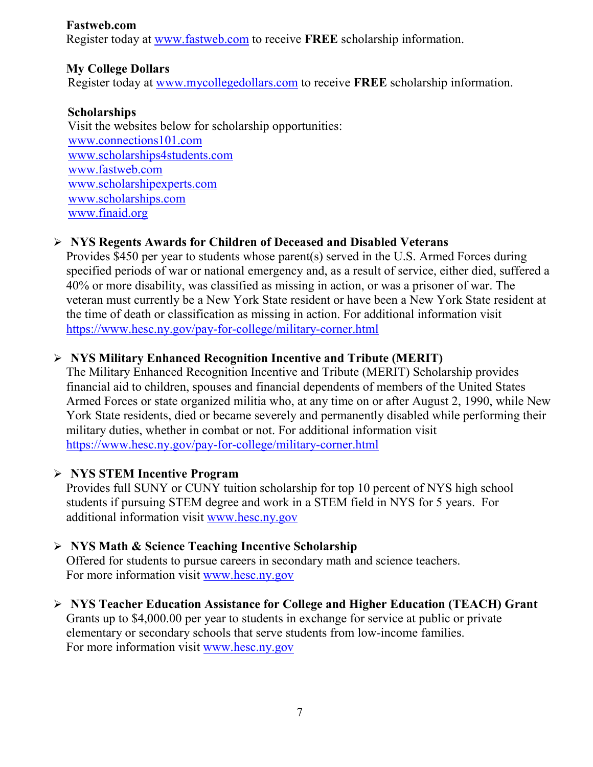**Fastweb.com**

Register today at www.fastweb.com to receive **FREE** scholarship information.

**My College Dollars**

Register today at www.mycollegedollars.com to receive **FREE** scholarship information.

**Scholarships**

Visit the websites below for scholarship opportunities:

www.connections101.com
www.scholarships4students.com
www.fastweb.com
www.scholarshipexperts.com
www.scholarships.com
www.finaid.org

- **NYS Regents Awards for Children of Deceased and Disabled Veterans**
  Provides $450 per year to students whose parent(s) served in the U.S. Armed Forces during specified periods of war or national emergency and, as a result of service, either died, suffered a 40% or more disability, was classified as missing in action, or was a prisoner of war. The veteran must currently be a New York State resident or have been a New York State resident at the time of death or classification as missing in action. For additional information visit https://www.hesc.ny.gov/pay-for-college/military-corner.html

- **NYS Military Enhanced Recognition Incentive and Tribute (MERIT)**
  The Military Enhanced Recognition Incentive and Tribute (MERIT) Scholarship provides financial aid to children, spouses and financial dependents of members of the United States Armed Forces or state organized militia who, at any time on or after August 2, 1990, while New York State residents, died or became severely and permanently disabled while performing their military duties, whether in combat or not. For additional information visit https://www.hesc.ny.gov/pay-for-college/military-corner.html

- **NYS STEM Incentive Program**
  Provides full SUNY or CUNY tuition scholarship for top 10 percent of NYS high school students if pursuing STEM degree and work in a STEM field in NYS for 5 years. For additional information visit www.hesc.ny.gov

- **NYS Math & Science Teaching Incentive Scholarship**
  Offered for students to pursue careers in secondary math and science teachers.
  For more information visit www.hesc.ny.gov

- **NYS Teacher Education Assistance for College and Higher Education (TEACH) Grant**
  Grants up to $4,000.00 per year to students in exchange for service at public or private elementary or secondary schools that serve students from low-income families.
  For more information visit www.hesc.ny.gov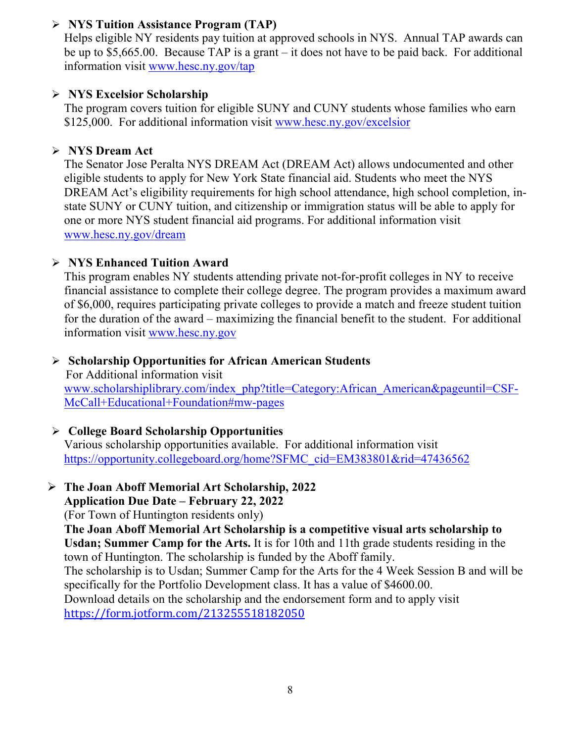- **NYS Tuition Assistance Program (TAP)**
  Helps eligible NY residents pay tuition at approved schools in NYS. Annual TAP awards can be up to $5,665.00. Because TAP is a grant – it does not have to be paid back. For additional information visit www.hesc.ny.gov/tap

- **NYS Excelsior Scholarship**
  The program covers tuition for eligible SUNY and CUNY students whose families who earn $125,000. For additional information visit www.hesc.ny.gov/excelsior

- **NYS Dream Act**
  The Senator Jose Peralta NYS DREAM Act (DREAM Act) allows undocumented and other eligible students to apply for New York State financial aid. Students who meet the NYS DREAM Act's eligibility requirements for high school attendance, high school completion, in-state SUNY or CUNY tuition, and citizenship or immigration status will be able to apply for one or more NYS student financial aid programs. For additional information visit www.hesc.ny.gov/dream

- **NYS Enhanced Tuition Award**
  This program enables NY students attending private not-for-profit colleges in NY to receive financial assistance to complete their college degree. The program provides a maximum award of $6,000, requires participating private colleges to provide a match and freeze student tuition for the duration of the award – maximizing the financial benefit to the student. For additional information visit www.hesc.ny.gov

- **Scholarship Opportunities for African American Students**
  For Additional information visit www.scholarshiplibrary.com/index_php?title=Category:African_American&pageuntil=CSF-McCall+Educational+Foundation#mw-pages

- **College Board Scholarship Opportunities**
  Various scholarship opportunities available. For additional information visit https://opportunity.collegeboard.org/home?SFMC_cid=EM383801&rid=47436562

- **The Joan Aboff Memorial Art Scholarship, 2022**
  **Application Due Date – February 22, 2022**
  (For Town of Huntington residents only)
  **The Joan Aboff Memorial Art Scholarship is a competitive visual arts scholarship to Usdan; Summer Camp for the Arts.** It is for 10th and 11th grade students residing in the town of Huntington. The scholarship is funded by the Aboff family.
  The scholarship is to Usdan; Summer Camp for the Arts for the 4 Week Session B and will be specifically for the Portfolio Development class. It has a value of $4600.00.
  Download details on the scholarship and the endorsement form and to apply visit https://form.jotform.com/213255518182050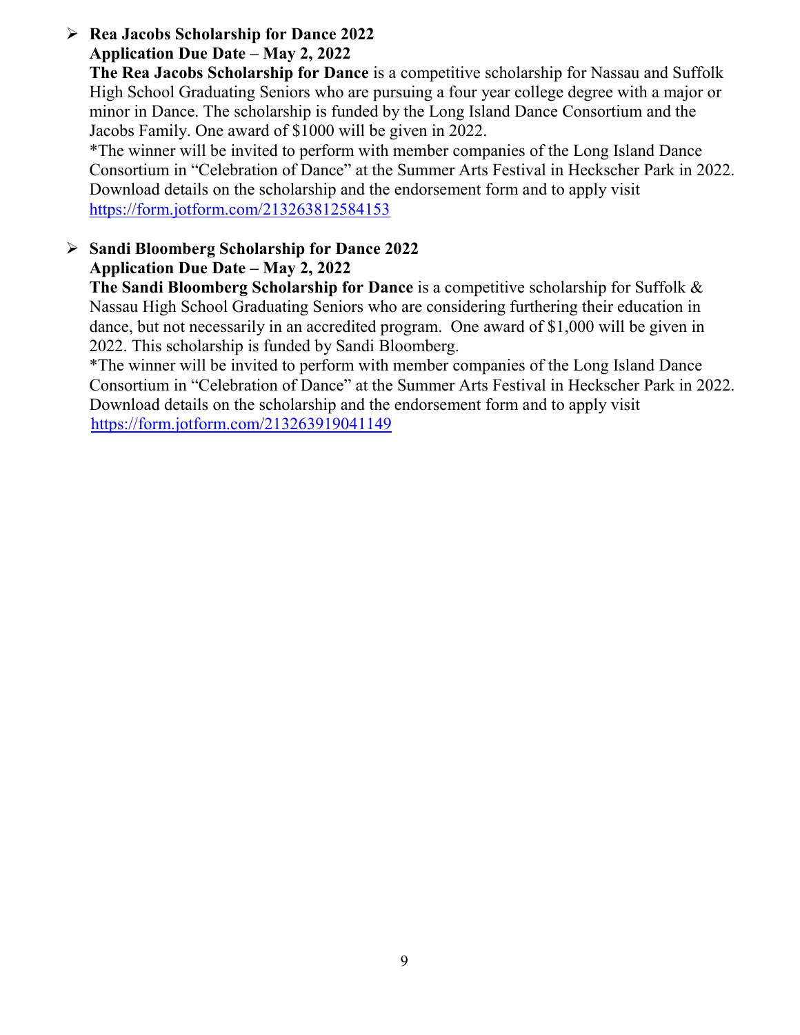- **Rea Jacobs Scholarship for Dance 2022**
  **Application Due Date – May 2, 2022**
  **The Rea Jacobs Scholarship for Dance** is a competitive scholarship for Nassau and Suffolk High School Graduating Seniors who are pursuing a four year college degree with a major or minor in Dance. The scholarship is funded by the Long Island Dance Consortium and the Jacobs Family. One award of $1000 will be given in 2022.
  *The winner will be invited to perform with member companies of the Long Island Dance Consortium in "Celebration of Dance" at the Summer Arts Festival in Heckscher Park in 2022. Download details on the scholarship and the endorsement form and to apply visit https://form.jotform.com/213263812584153

- **Sandi Bloomberg Scholarship for Dance 2022**
  **Application Due Date – May 2, 2022**
  **The Sandi Bloomberg Scholarship for Dance** is a competitive scholarship for Suffolk & Nassau High School Graduating Seniors who are considering furthering their education in dance, but not necessarily in an accredited program. One award of $1,000 will be given in 2022. This scholarship is funded by Sandi Bloomberg.
  *The winner will be invited to perform with member companies of the Long Island Dance Consortium in "Celebration of Dance" at the Summer Arts Festival in Heckscher Park in 2022. Download details on the scholarship and the endorsement form and to apply visit https://form.jotform.com/213263919041149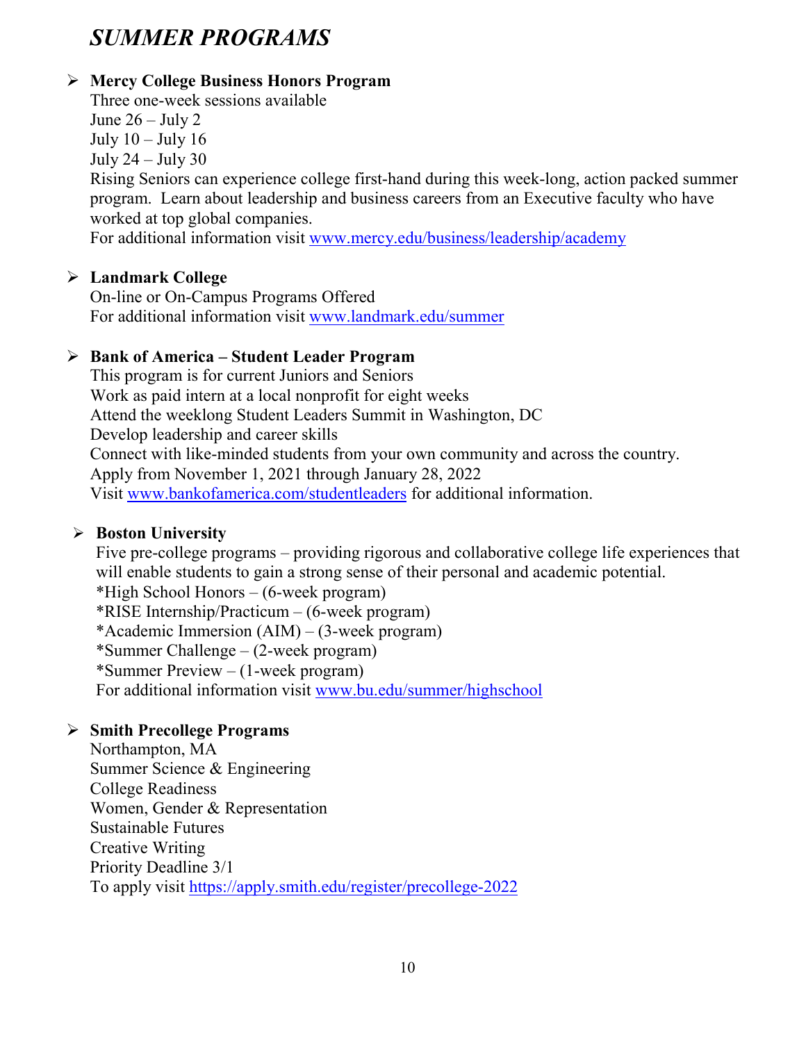# *SUMMER PROGRAMS*

- **Mercy College Business Honors Program**
  Three one-week sessions available
  June 26 – July 2
  July 10 – July 16
  July 24 – July 30
  Rising Seniors can experience college first-hand during this week-long, action packed summer program. Learn about leadership and business careers from an Executive faculty who have worked at top global companies.
  For additional information visit [www.mercy.edu/business/leadership/academy](www.mercy.edu/business/leadership/academy)

- **Landmark College**
  On-line or On-Campus Programs Offered
  For additional information visit [www.landmark.edu/summer](www.landmark.edu/summer)

- **Bank of America – Student Leader Program**
  This program is for current Juniors and Seniors
  Work as paid intern at a local nonprofit for eight weeks
  Attend the weeklong Student Leaders Summit in Washington, DC
  Develop leadership and career skills
  Connect with like-minded students from your own community and across the country.
  Apply from November 1, 2021 through January 28, 2022
  Visit [www.bankofamerica.com/studentleaders](www.bankofamerica.com/studentleaders) for additional information.

- **Boston University**
  Five pre-college programs – providing rigorous and collaborative college life experiences that will enable students to gain a strong sense of their personal and academic potential.
  *High School Honors – (6-week program)
  *RISE Internship/Practicum – (6-week program)
  *Academic Immersion (AIM) – (3-week program)
  *Summer Challenge – (2-week program)
  *Summer Preview – (1-week program)
  For additional information visit [www.bu.edu/summer/highschool](www.bu.edu/summer/highschool)

- **Smith Precollege Programs**
  Northampton, MA
  Summer Science & Engineering
  College Readiness
  Women, Gender & Representation
  Sustainable Futures
  Creative Writing
  Priority Deadline 3/1
  To apply visit [https://apply.smith.edu/register/precollege-2022](https://apply.smith.edu/register/precollege-2022)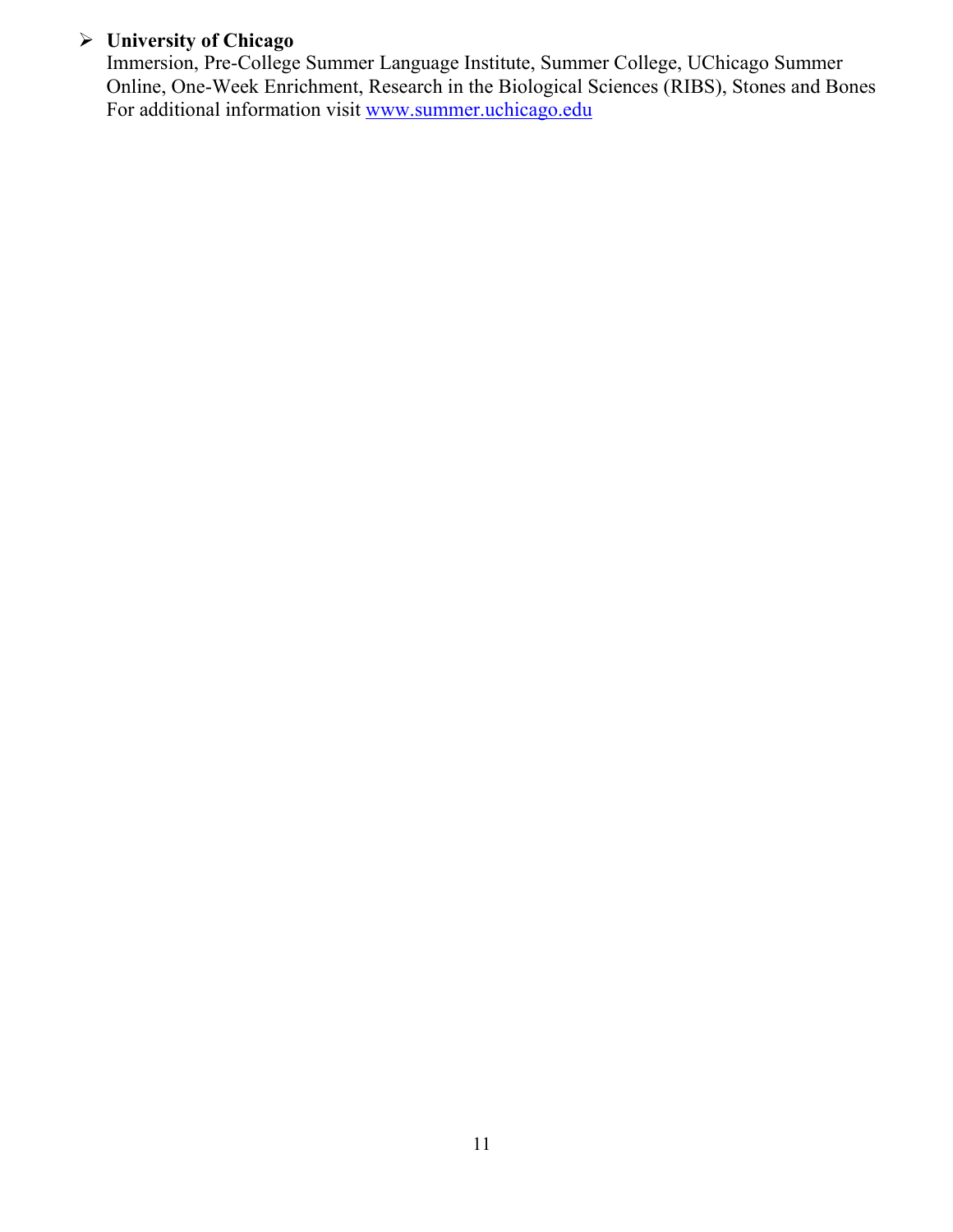- **University of Chicago**
  Immersion, Pre-College Summer Language Institute, Summer College, UChicago Summer Online, One-Week Enrichment, Research in the Biological Sciences (RIBS), Stones and Bones
  For additional information visit [www.summer.uchicago.edu](www.summer.uchicago.edu)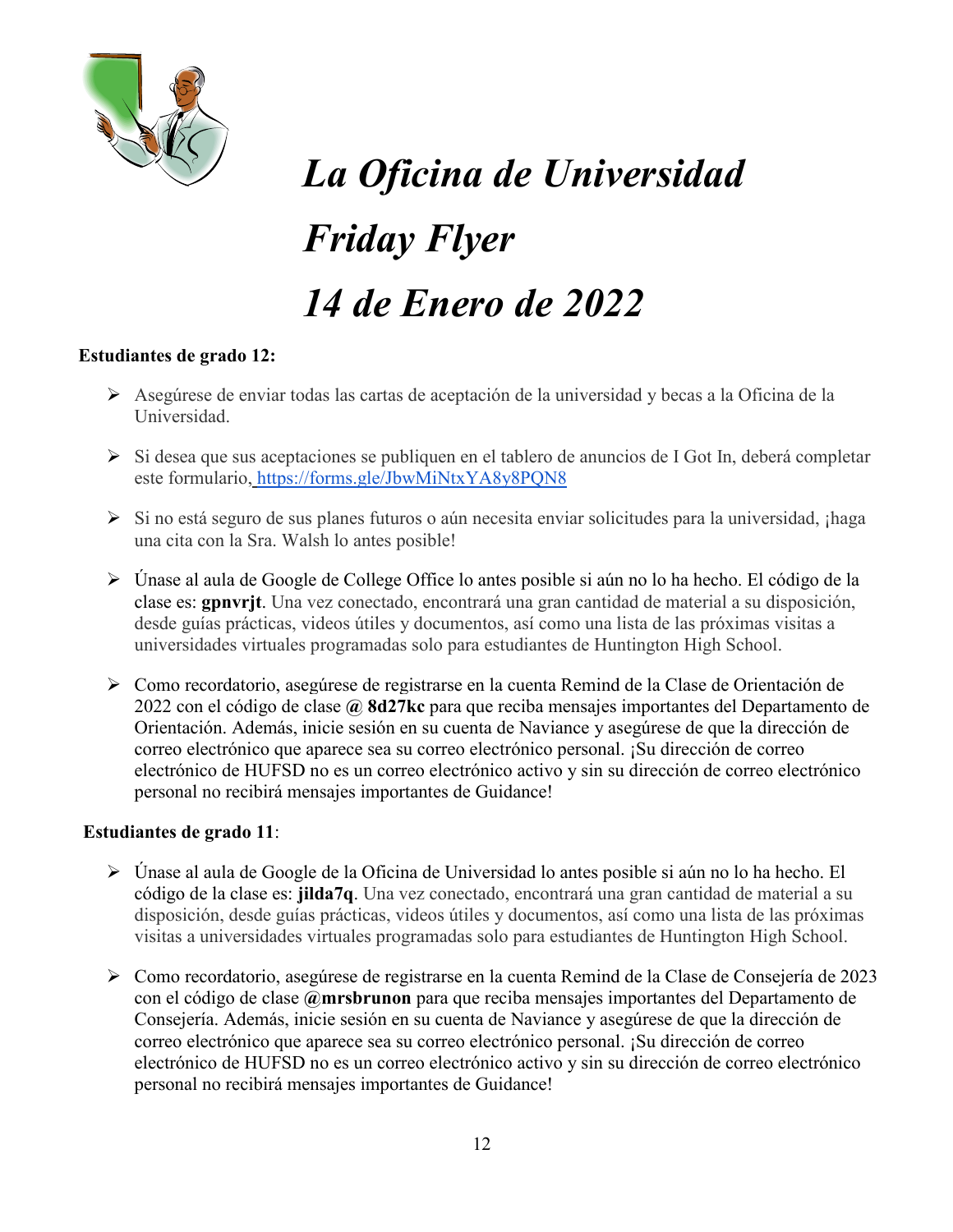# *La Oficina de Universidad*

# *Friday Flyer*

# *14 de Enero de 2022*

**Estudiantes de grado 12:**

- Asegúrese de enviar todas las cartas de aceptación de la universidad y becas a la Oficina de la Universidad.
- Si desea que sus aceptaciones se publiquen en el tablero de anuncios de I Got In, deberá completar este formulario, https://forms.gle/JbwMiNtxYA8y8PQN8
- Si no está seguro de sus planes futuros o aún necesita enviar solicitudes para la universidad, ¡haga una cita con la Sra. Walsh lo antes posible!
- Únase al aula de Google de College Office lo antes posible si aún no lo ha hecho. El código de la clase es: **gpnvrjt**. Una vez conectado, encontrará una gran cantidad de material a su disposición, desde guías prácticas, videos útiles y documentos, así como una lista de las próximas visitas a universidades virtuales programadas solo para estudiantes de Huntington High School.
- Como recordatorio, asegúrese de registrarse en la cuenta Remind de la Clase de Orientación de 2022 con el código de clase **@ 8d27kc** para que reciba mensajes importantes del Departamento de Orientación. Además, inicie sesión en su cuenta de Naviance y asegúrese de que la dirección de correo electrónico que aparece sea su correo electrónico personal. ¡Su dirección de correo electrónico de HUFSD no es un correo electrónico activo y sin su dirección de correo electrónico personal no recibirá mensajes importantes de Guidance!

**Estudiantes de grado 11**:

- Únase al aula de Google de la Oficina de Universidad lo antes posible si aún no lo ha hecho. El código de la clase es: **jilda7q**. Una vez conectado, encontrará una gran cantidad de material a su disposición, desde guías prácticas, videos útiles y documentos, así como una lista de las próximas visitas a universidades virtuales programadas solo para estudiantes de Huntington High School.
- Como recordatorio, asegúrese de registrarse en la cuenta Remind de la Clase de Consejería de 2023 con el código de clase **@mrsbrunon** para que reciba mensajes importantes del Departamento de Consejería. Además, inicie sesión en su cuenta de Naviance y asegúrese de que la dirección de correo electrónico que aparece sea su correo electrónico personal. ¡Su dirección de correo electrónico de HUFSD no es un correo electrónico activo y sin su dirección de correo electrónico personal no recibirá mensajes importantes de Guidance!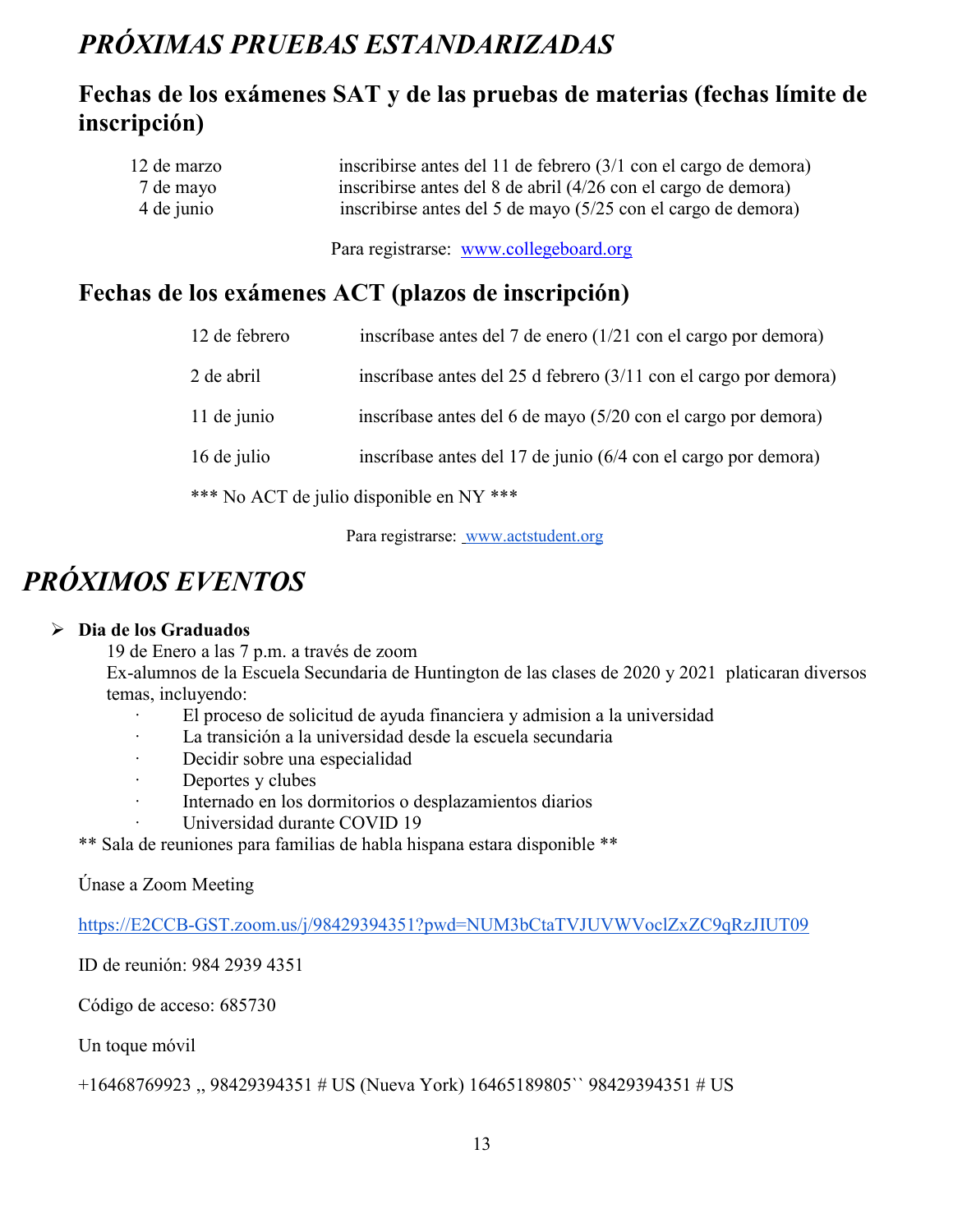// PRÓXIMAS PRUEBAS ESTANDARIZADAS

# *PRÓXIMAS PRUEBAS ESTANDARIZADAS*

## Fechas de los exámenes SAT y de las pruebas de materias (fechas límite de inscripción)

| | |
|---|---|
| 12 de marzo | inscribirse antes del 11 de febrero (3/1 con el cargo de demora) |
| 7 de mayo | inscribirse antes del 8 de abril (4/26 con el cargo de demora) |
| 4 de junio | inscribirse antes del 5 de mayo (5/25 con el cargo de demora) |

Para registrarse: [www.collegeboard.org](http://www.collegeboard.org)

## Fechas de los exámenes ACT (plazos de inscripción)

| | |
|---|---|
| 12 de febrero | inscríbase antes del 7 de enero (1/21 con el cargo por demora) |
| 2 de abril | inscríbase antes del 25 d febrero (3/11 con el cargo por demora) |
| 11 de junio | inscríbase antes del 6 de mayo (5/20 con el cargo por demora) |
| 16 de julio | inscríbase antes del 17 de junio (6/4 con el cargo por demora) |

*** No ACT de julio disponible en NY ***

Para registrarse: [www.actstudent.org](http://www.actstudent.org)

# *PRÓXIMOS EVENTOS*

- **Dia de los Graduados**

  19 de Enero a las 7 p.m. a través de zoom

  Ex-alumnos de la Escuela Secundaria de Huntington de las clases de 2020 y 2021 platicaran diversos temas, incluyendo:

  - El proceso de solicitud de ayuda financiera y admision a la universidad
  - La transición a la universidad desde la escuela secundaria
  - Decidir sobre una especialidad
  - Deportes y clubes
  - Internado en los dormitorios o desplazamientos diarios
  - Universidad durante COVID 19

** Sala de reuniones para familias de habla hispana estara disponible **

Únase a Zoom Meeting

https://E2CCB-GST.zoom.us/j/98429394351?pwd=NUM3bCtaTVJUVWVoclZxZC9qRzJIUT09

ID de reunión: 984 2939 4351

Código de acceso: 685730

Un toque móvil

+16468769923 ,, 98429394351 # US (Nueva York) 16465189805`` 98429394351 # US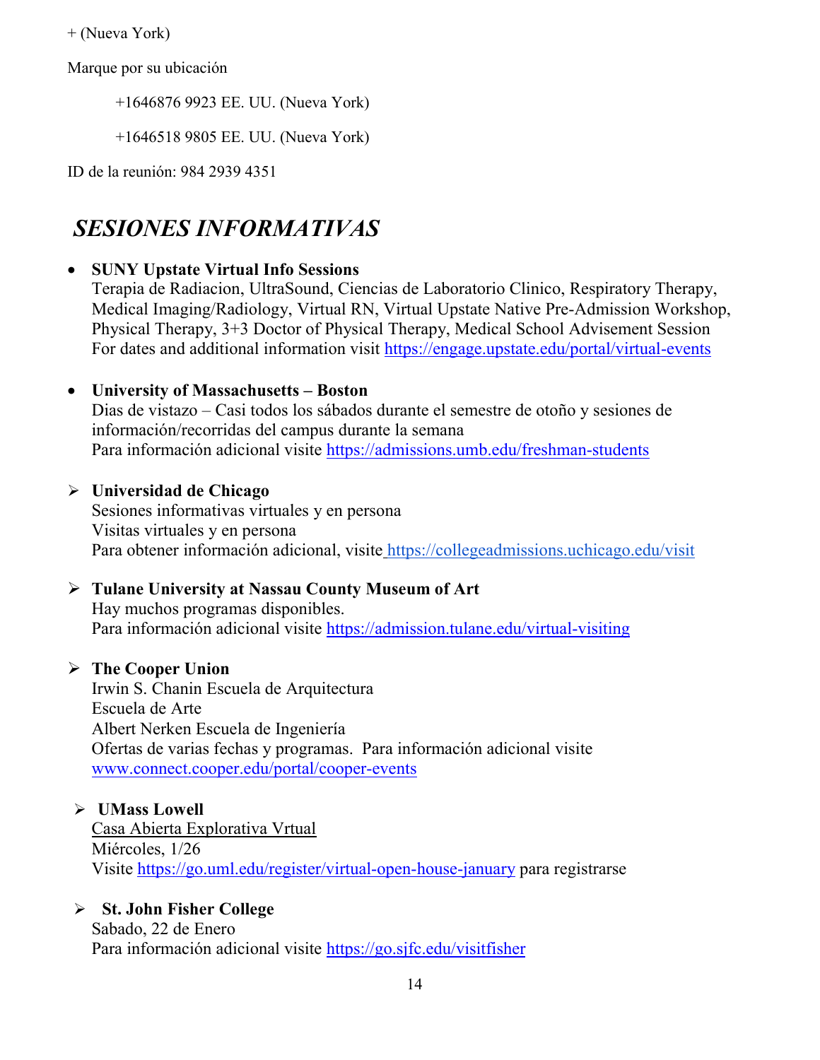+ (Nueva York)

Marque por su ubicación

+1646876 9923 EE. UU. (Nueva York)

+1646518 9805 EE. UU. (Nueva York)

ID de la reunión: 984 2939 4351

## *SESIONES INFORMATIVAS*

- **SUNY Upstate Virtual Info Sessions**
  Terapia de Radiacion, UltraSound, Ciencias de Laboratorio Clinico, Respiratory Therapy, Medical Imaging/Radiology, Virtual RN, Virtual Upstate Native Pre-Admission Workshop, Physical Therapy, 3+3 Doctor of Physical Therapy, Medical School Advisement Session
  For dates and additional information visit https://engage.upstate.edu/portal/virtual-events

- **University of Massachusetts – Boston**
  Dias de vistazo – Casi todos los sábados durante el semestre de otoño y sesiones de información/recorridas del campus durante la semana
  Para información adicional visite https://admissions.umb.edu/freshman-students

- **Universidad de Chicago**
  Sesiones informativas virtuales y en persona
  Visitas virtuales y en persona
  Para obtener información adicional, visite https://collegeadmissions.uchicago.edu/visit

- **Tulane University at Nassau County Museum of Art**
  Hay muchos programas disponibles.
  Para información adicional visite https://admission.tulane.edu/virtual-visiting

- **The Cooper Union**
  Irwin S. Chanin Escuela de Arquitectura
  Escuela de Arte
  Albert Nerken Escuela de Ingeniería
  Ofertas de varias fechas y programas. Para información adicional visite www.connect.cooper.edu/portal/cooper-events

- **UMass Lowell**
  Casa Abierta Explorativa Vrtual
  Miércoles, 1/26
  Visite https://go.uml.edu/register/virtual-open-house-january para registrarse

- **St. John Fisher College**
  Sabado, 22 de Enero
  Para información adicional visite https://go.sjfc.edu/visitfisher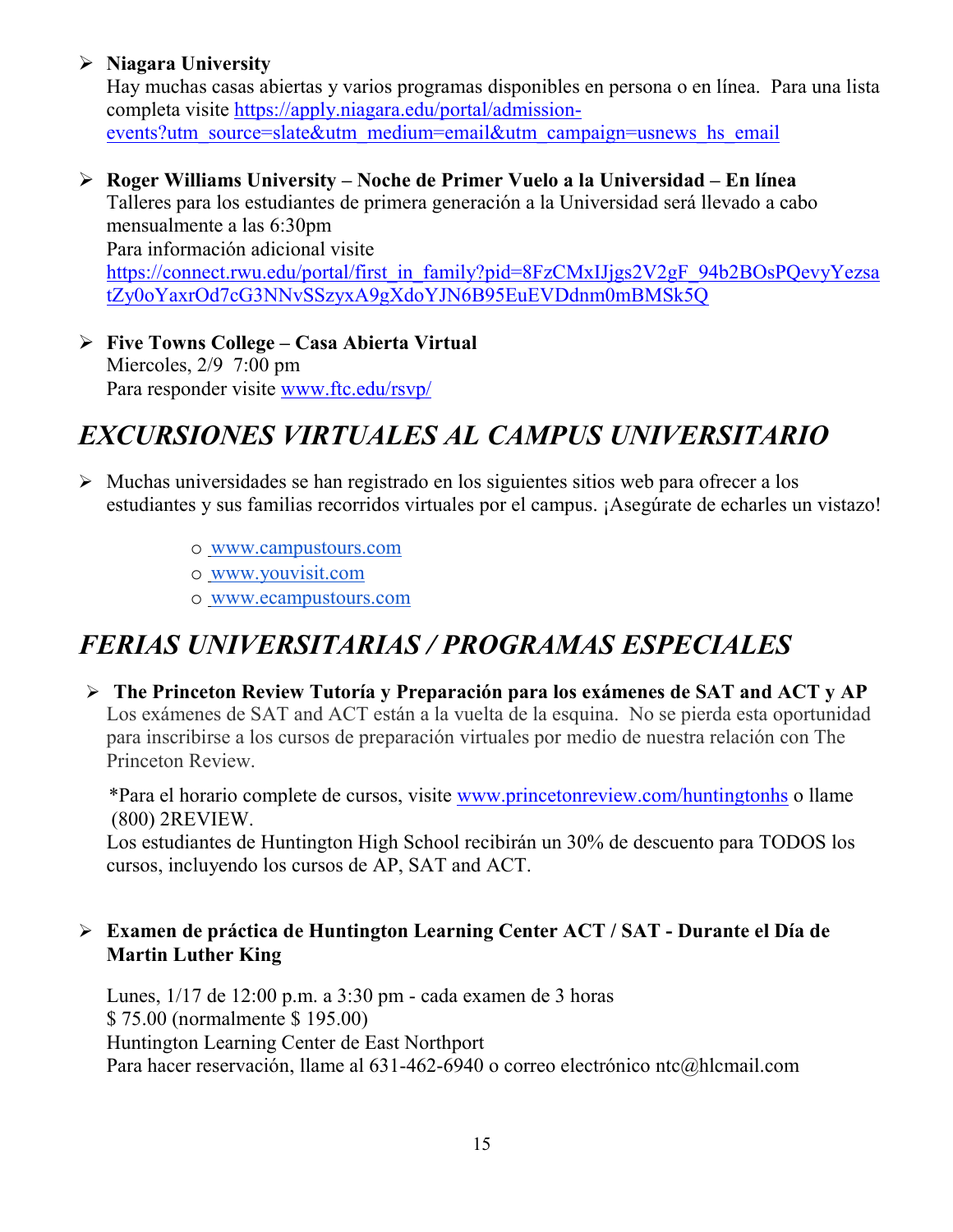- **Niagara University**
  Hay muchas casas abiertas y varios programas disponibles en persona o en línea. Para una lista completa visite https://apply.niagara.edu/portal/admission-events?utm_source=slate&utm_medium=email&utm_campaign=usnews_hs_email

- **Roger Williams University – Noche de Primer Vuelo a la Universidad – En línea**
  Talleres para los estudiantes de primera generación a la Universidad será llevado a cabo mensualmente a las 6:30pm
  Para información adicional visite
  https://connect.rwu.edu/portal/first_in_family?pid=8FzCMxIJjgs2V2gF_94b2BOsPQevyYezsatZy0oYaxrOd7cG3NNvSSzyxA9gXdoYJN6B95EuEVDdnm0mBMSk5Q

- **Five Towns College – Casa Abierta Virtual**
  Miercoles, 2/9 7:00 pm
  Para responder visite www.ftc.edu/rsvp/

# *EXCURSIONES VIRTUALES AL CAMPUS UNIVERSITARIO*

- Muchas universidades se han registrado en los siguientes sitios web para ofrecer a los estudiantes y sus familias recorridos virtuales por el campus. ¡Asegúrate de echarles un vistazo!
  - www.campustours.com
  - www.youvisit.com
  - www.ecampustours.com

# *FERIAS UNIVERSITARIAS / PROGRAMAS ESPECIALES*

- **The Princeton Review Tutoría y Preparación para los exámenes de SAT and ACT y AP**
  Los exámenes de SAT and ACT están a la vuelta de la esquina. No se pierda esta oportunidad para inscribirse a los cursos de preparación virtuales por medio de nuestra relación con The Princeton Review.

  *Para el horario complete de cursos, visite www.princetonreview.com/huntingtonhs o llame (800) 2REVIEW.
  Los estudiantes de Huntington High School recibirán un 30% de descuento para TODOS los cursos, incluyendo los cursos de AP, SAT and ACT.

- **Examen de práctica de Huntington Learning Center ACT / SAT - Durante el Día de Martin Luther King**

  Lunes, 1/17 de 12:00 p.m. a 3:30 pm - cada examen de 3 horas
  $ 75.00 (normalmente $ 195.00)
  Huntington Learning Center de East Northport
  Para hacer reservación, llame al 631-462-6940 o correo electrónico ntc@hlcmail.com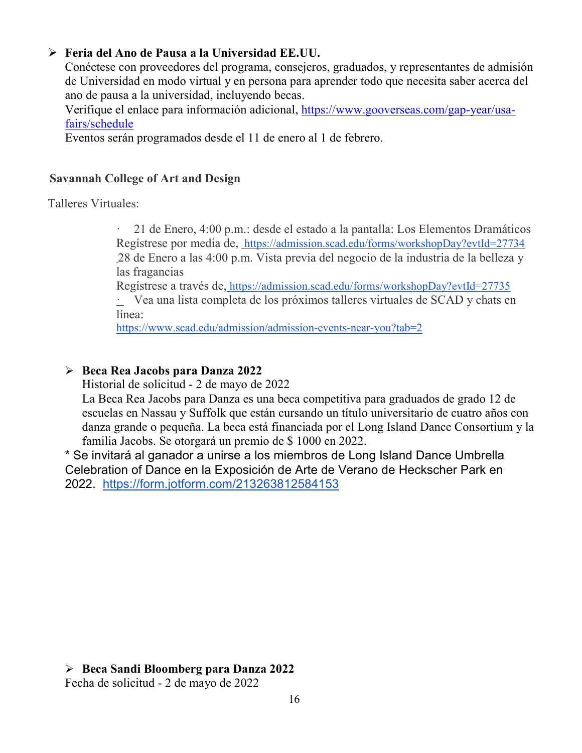- **Feria del Ano de Pausa a la Universidad EE.UU.**
  Conéctese con proveedores del programa, consejeros, graduados, y representantes de admisión de Universidad en modo virtual y en persona para aprender todo que necesita saber acerca del ano de pausa a la universidad, incluyendo becas.
  Verifique el enlace para información adicional, https://www.gooverseas.com/gap-year/usa-fairs/schedule
  Eventos serán programados desde el 11 de enero al 1 de febrero.

**Savannah College of Art and Design**

Talleres Virtuales:

- 21 de Enero, 4:00 p.m.: desde el estado a la pantalla: Los Elementos Dramáticos
  Regístrese por media de, https://admission.scad.edu/forms/workshopDay?evtId=27734
  28 de Enero a las 4:00 p.m. Vista previa del negocio de la industria de la belleza y las fragancias
  Regístrese a través de, https://admission.scad.edu/forms/workshopDay?evtId=27735
- Vea una lista completa de los próximos talleres virtuales de SCAD y chats en línea:
  https://www.scad.edu/admission/admission-events-near-you?tab=2

- **Beca Rea Jacobs para Danza 2022**
  Historial de solicitud - 2 de mayo de 2022
  La Beca Rea Jacobs para Danza es una beca competitiva para graduados de grado 12 de escuelas en Nassau y Suffolk que están cursando un título universitario de cuatro años con danza grande o pequeña. La beca está financiada por el Long Island Dance Consortium y la familia Jacobs. Se otorgará un premio de $ 1000 en 2022.
  * Se invitará al ganador a unirse a los miembros de Long Island Dance Umbrella Celebration of Dance en la Exposición de Arte de Verano de Heckscher Park en 2022. https://form.jotform.com/213263812584153

- **Beca Sandi Bloomberg para Danza 2022**
  Fecha de solicitud - 2 de mayo de 2022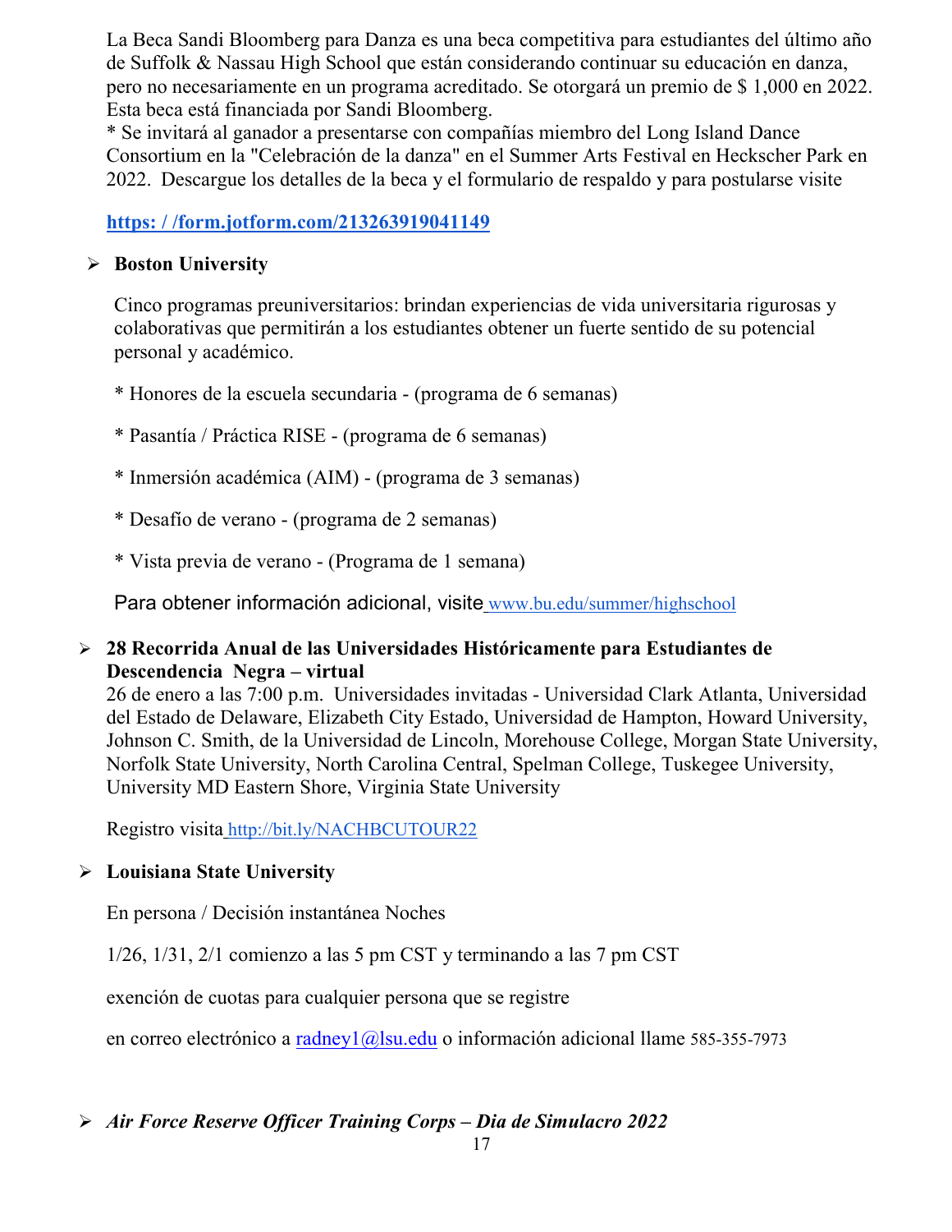La Beca Sandi Bloomberg para Danza es una beca competitiva para estudiantes del último año de Suffolk & Nassau High School que están considerando continuar su educación en danza, pero no necesariamente en un programa acreditado. Se otorgará un premio de $ 1,000 en 2022. Esta beca está financiada por Sandi Bloomberg.
* Se invitará al ganador a presentarse con compañías miembro del Long Island Dance Consortium en la "Celebración de la danza" en el Summer Arts Festival en Heckscher Park en 2022. Descargue los detalles de la beca y el formulario de respaldo y para postularse visite

**https: / /form.jotform.com/213263919041149**

- **Boston University**

  Cinco programas preuniversitarios: brindan experiencias de vida universitaria rigurosas y colaborativas que permitirán a los estudiantes obtener un fuerte sentido de su potencial personal y académico.

  * Honores de la escuela secundaria - (programa de 6 semanas)

  * Pasantía / Práctica RISE - (programa de 6 semanas)

  * Inmersión académica (AIM) - (programa de 3 semanas)

  * Desafío de verano - (programa de 2 semanas)

  * Vista previa de verano - (Programa de 1 semana)

  Para obtener información adicional, visite www.bu.edu/summer/highschool

- **28 Recorrida Anual de las Universidades Históricamente para Estudiantes de Descendencia Negra – virtual**
  26 de enero a las 7:00 p.m. Universidades invitadas - Universidad Clark Atlanta, Universidad del Estado de Delaware, Elizabeth City Estado, Universidad de Hampton, Howard University, Johnson C. Smith, de la Universidad de Lincoln, Morehouse College, Morgan State University, Norfolk State University, North Carolina Central, Spelman College, Tuskegee University, University MD Eastern Shore, Virginia State University

  Registro visita http://bit.ly/NACHBCUTOUR22

- **Louisiana State University**

  En persona / Decisión instantánea Noches

  1/26, 1/31, 2/1 comienzo a las 5 pm CST y terminando a las 7 pm CST

  exención de cuotas para cualquier persona que se registre

  en correo electrónico a radney1@lsu.edu o información adicional llame 585-355-7973

- ***Air Force Reserve Officer Training Corps – Dia de Simulacro 2022***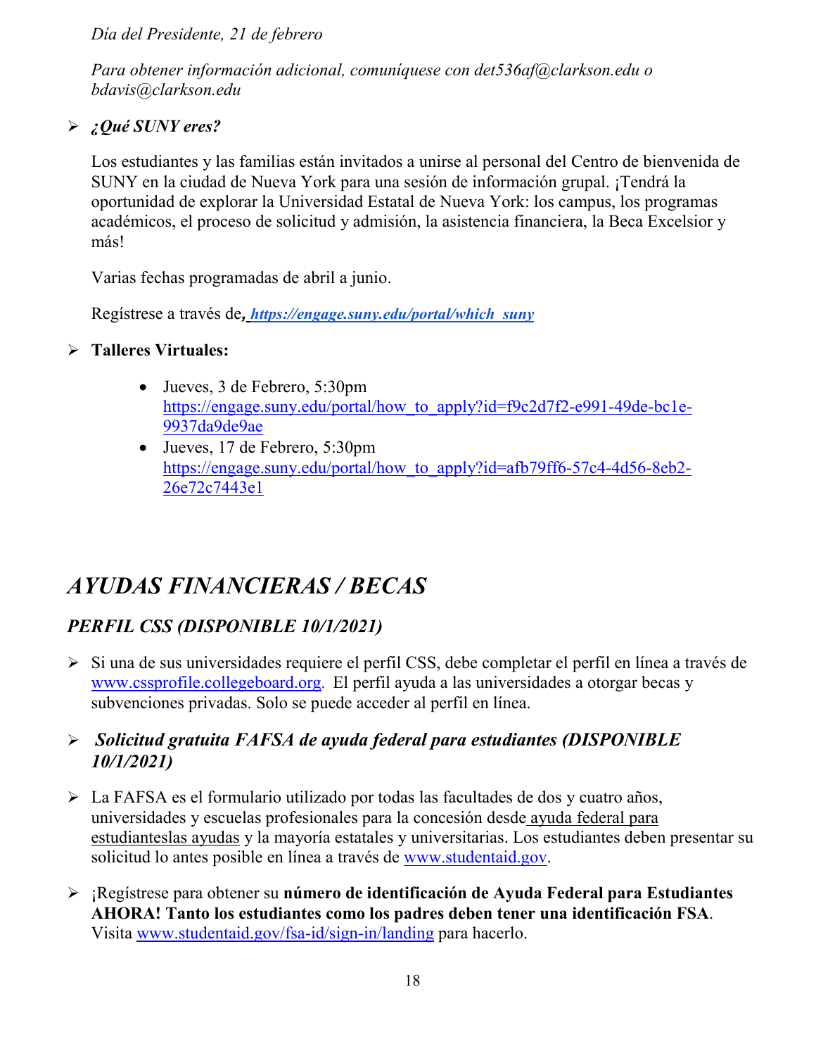*Día del Presidente, 21 de febrero*

*Para obtener información adicional, comuníquese con det536af@clarkson.edu o bdavis@clarkson.edu*

- ***¿Qué SUNY eres?***

  Los estudiantes y las familias están invitados a unirse al personal del Centro de bienvenida de SUNY en la ciudad de Nueva York para una sesión de información grupal. ¡Tendrá la oportunidad de explorar la Universidad Estatal de Nueva York: los campus, los programas académicos, el proceso de solicitud y admisión, la asistencia financiera, la Beca Excelsior y más!

  Varias fechas programadas de abril a junio.

  Regístrese a través de, ***https://engage.suny.edu/portal/which_suny***

- **Talleres Virtuales:**
  - Jueves, 3 de Febrero, 5:30pm https://engage.suny.edu/portal/how_to_apply?id=f9c2d7f2-e991-49de-bc1e-9937da9de9ae
  - Jueves, 17 de Febrero, 5:30pm https://engage.suny.edu/portal/how_to_apply?id=afb79ff6-57c4-4d56-8eb2-26e72c7443e1

# *AYUDAS FINANCIERAS / BECAS*

## *PERFIL CSS (DISPONIBLE 10/1/2021)*

- Si una de sus universidades requiere el perfil CSS, debe completar el perfil en línea a través de www.cssprofile.collegeboard.org. El perfil ayuda a las universidades a otorgar becas y subvenciones privadas. Solo se puede acceder al perfil en línea.

- ***Solicitud gratuita FAFSA de ayuda federal para estudiantes (DISPONIBLE 10/1/2021)***

- La FAFSA es el formulario utilizado por todas las facultades de dos y cuatro años, universidades y escuelas profesionales para la concesión desde ayuda federal para estudianteslas ayudas y la mayoría estatales y universitarias. Los estudiantes deben presentar su solicitud lo antes posible en línea a través de www.studentaid.gov.

- ¡Regístrese para obtener su **número de identificación de Ayuda Federal para Estudiantes AHORA! Tanto los estudiantes como los padres deben tener una identificación FSA**. Visita www.studentaid.gov/fsa-id/sign-in/landing para hacerlo.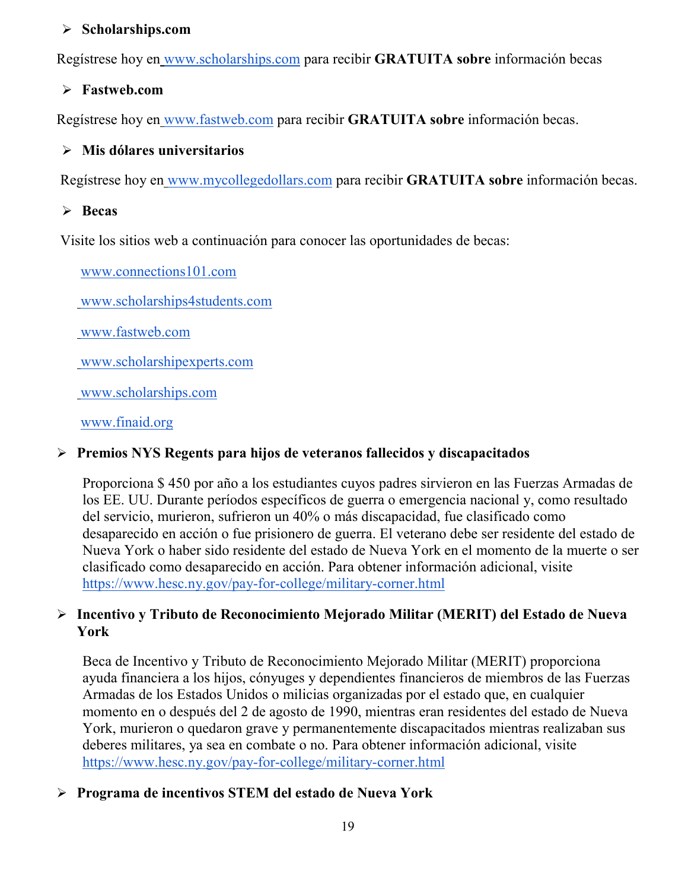- **Scholarships.com**

Regístrese hoy en www.scholarships.com para recibir **GRATUITA sobre** información becas

- **Fastweb.com**

Regístrese hoy en www.fastweb.com para recibir **GRATUITA sobre** información becas.

- **Mis dólares universitarios**

Regístrese hoy en www.mycollegedollars.com para recibir **GRATUITA sobre** información becas.

- **Becas**

Visite los sitios web a continuación para conocer las oportunidades de becas:

www.connections101.com

www.scholarships4students.com

www.fastweb.com

www.scholarshipexperts.com

www.scholarships.com

www.finaid.org

- **Premios NYS Regents para hijos de veteranos fallecidos y discapacitados**

  Proporciona $ 450 por año a los estudiantes cuyos padres sirvieron en las Fuerzas Armadas de los EE. UU. Durante períodos específicos de guerra o emergencia nacional y, como resultado del servicio, murieron, sufrieron un 40% o más discapacidad, fue clasificado como desaparecido en acción o fue prisionero de guerra. El veterano debe ser residente del estado de Nueva York o haber sido residente del estado de Nueva York en el momento de la muerte o ser clasificado como desaparecido en acción. Para obtener información adicional, visite https://www.hesc.ny.gov/pay-for-college/military-corner.html

- **Incentivo y Tributo de Reconocimiento Mejorado Militar (MERIT) del Estado de Nueva York**

  Beca de Incentivo y Tributo de Reconocimiento Mejorado Militar (MERIT) proporciona ayuda financiera a los hijos, cónyuges y dependientes financieros de miembros de las Fuerzas Armadas de los Estados Unidos o milicias organizadas por el estado que, en cualquier momento en o después del 2 de agosto de 1990, mientras eran residentes del estado de Nueva York, murieron o quedaron grave y permanentemente discapacitados mientras realizaban sus deberes militares, ya sea en combate o no. Para obtener información adicional, visite https://www.hesc.ny.gov/pay-for-college/military-corner.html

- **Programa de incentivos STEM del estado de Nueva York**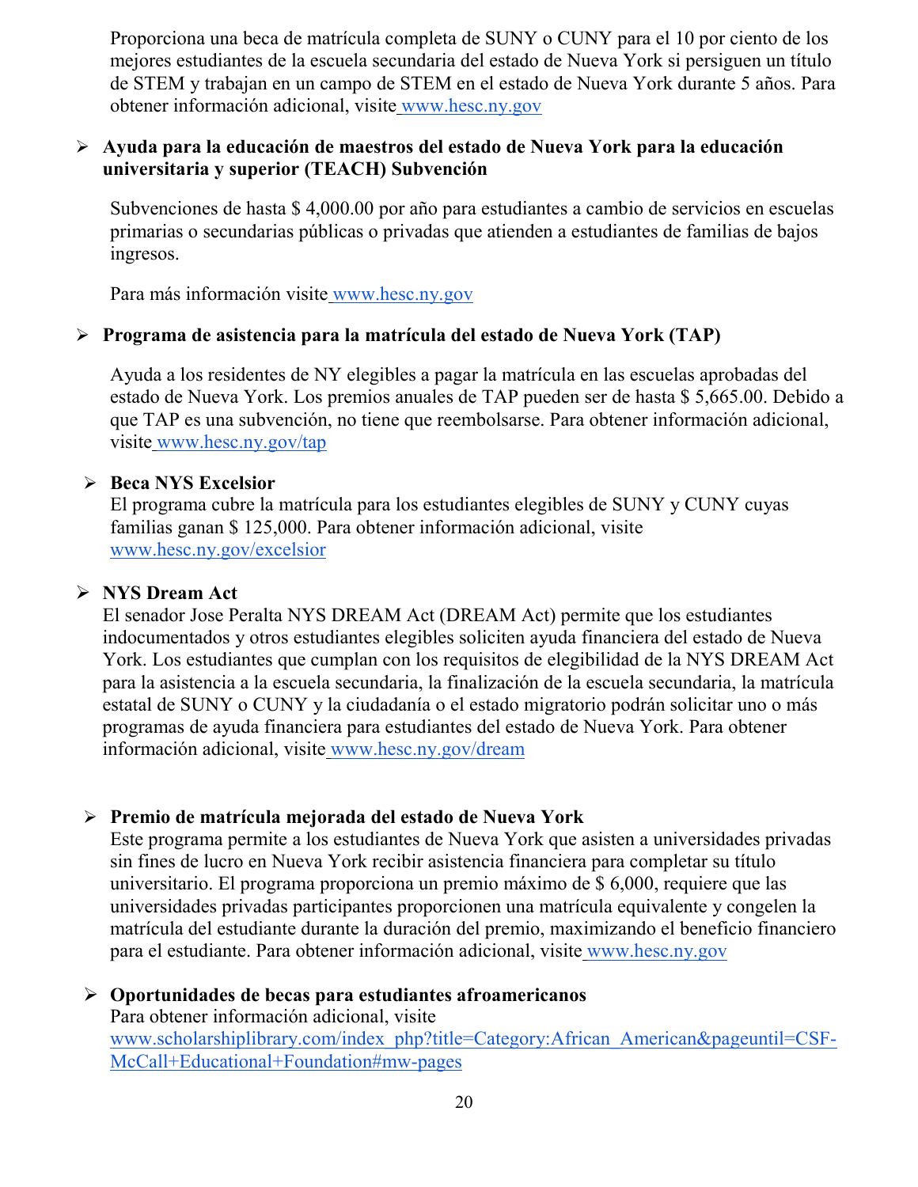Proporciona una beca de matrícula completa de SUNY o CUNY para el 10 por ciento de los mejores estudiantes de la escuela secundaria del estado de Nueva York si persiguen un título de STEM y trabajan en un campo de STEM en el estado de Nueva York durante 5 años. Para obtener información adicional, visite www.hesc.ny.gov

- **Ayuda para la educación de maestros del estado de Nueva York para la educación universitaria y superior (TEACH) Subvención**

  Subvenciones de hasta $ 4,000.00 por año para estudiantes a cambio de servicios en escuelas primarias o secundarias públicas o privadas que atienden a estudiantes de familias de bajos ingresos.

  Para más información visite www.hesc.ny.gov

- **Programa de asistencia para la matrícula del estado de Nueva York (TAP)**

  Ayuda a los residentes de NY elegibles a pagar la matrícula en las escuelas aprobadas del estado de Nueva York. Los premios anuales de TAP pueden ser de hasta $ 5,665.00. Debido a que TAP es una subvención, no tiene que reembolsarse. Para obtener información adicional, visite www.hesc.ny.gov/tap

- **Beca NYS Excelsior**
  El programa cubre la matrícula para los estudiantes elegibles de SUNY y CUNY cuyas familias ganan $ 125,000. Para obtener información adicional, visite www.hesc.ny.gov/excelsior

- **NYS Dream Act**
  El senador Jose Peralta NYS DREAM Act (DREAM Act) permite que los estudiantes indocumentados y otros estudiantes elegibles soliciten ayuda financiera del estado de Nueva York. Los estudiantes que cumplan con los requisitos de elegibilidad de la NYS DREAM Act para la asistencia a la escuela secundaria, la finalización de la escuela secundaria, la matrícula estatal de SUNY o CUNY y la ciudadanía o el estado migratorio podrán solicitar uno o más programas de ayuda financiera para estudiantes del estado de Nueva York. Para obtener información adicional, visite www.hesc.ny.gov/dream

- **Premio de matrícula mejorada del estado de Nueva York**
  Este programa permite a los estudiantes de Nueva York que asisten a universidades privadas sin fines de lucro en Nueva York recibir asistencia financiera para completar su título universitario. El programa proporciona un premio máximo de $ 6,000, requiere que las universidades privadas participantes proporcionen una matrícula equivalente y congelen la matrícula del estudiante durante la duración del premio, maximizando el beneficio financiero para el estudiante. Para obtener información adicional, visite www.hesc.ny.gov

- **Oportunidades de becas para estudiantes afroamericanos**
  Para obtener información adicional, visite www.scholarshiplibrary.com/index_php?title=Category:African_American&pageuntil=CSF-McCall+Educational+Foundation#mw-pages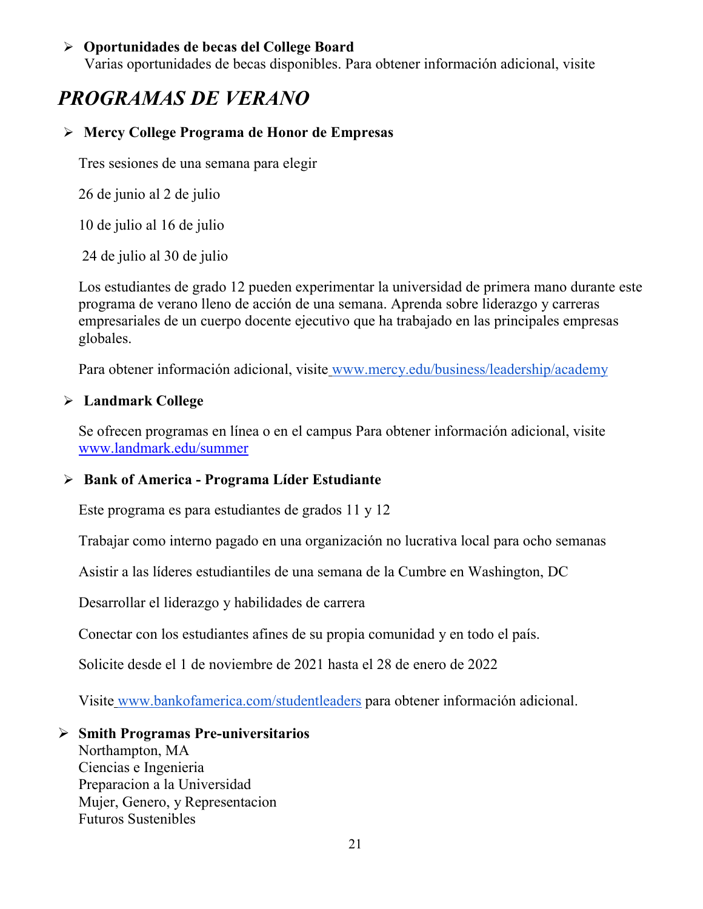- **Oportunidades de becas del College Board**
  Varias oportunidades de becas disponibles. Para obtener información adicional, visite

## *PROGRAMAS DE VERANO*

- **Mercy College Programa de Honor de Empresas**

  Tres sesiones de una semana para elegir

  26 de junio al 2 de julio

  10 de julio al 16 de julio

  24 de julio al 30 de julio

  Los estudiantes de grado 12 pueden experimentar la universidad de primera mano durante este programa de verano lleno de acción de una semana. Aprenda sobre liderazgo y carreras empresariales de un cuerpo docente ejecutivo que ha trabajado en las principales empresas globales.

  Para obtener información adicional, visite www.mercy.edu/business/leadership/academy

- **Landmark College**

  Se ofrecen programas en línea o en el campus Para obtener información adicional, visite www.landmark.edu/summer

- **Bank of America - Programa Líder Estudiante**

  Este programa es para estudiantes de grados 11 y 12

  Trabajar como interno pagado en una organización no lucrativa local para ocho semanas

  Asistir a las líderes estudiantiles de una semana de la Cumbre en Washington, DC

  Desarrollar el liderazgo y habilidades de carrera

  Conectar con los estudiantes afines de su propia comunidad y en todo el país.

  Solicite desde el 1 de noviembre de 2021 hasta el 28 de enero de 2022

  Visite www.bankofamerica.com/studentleaders para obtener información adicional.

- **Smith Programas Pre-universitarios**
  Northampton, MA
  Ciencias e Ingenieria
  Preparacion a la Universidad
  Mujer, Genero, y Representacion
  Futuros Sustenibles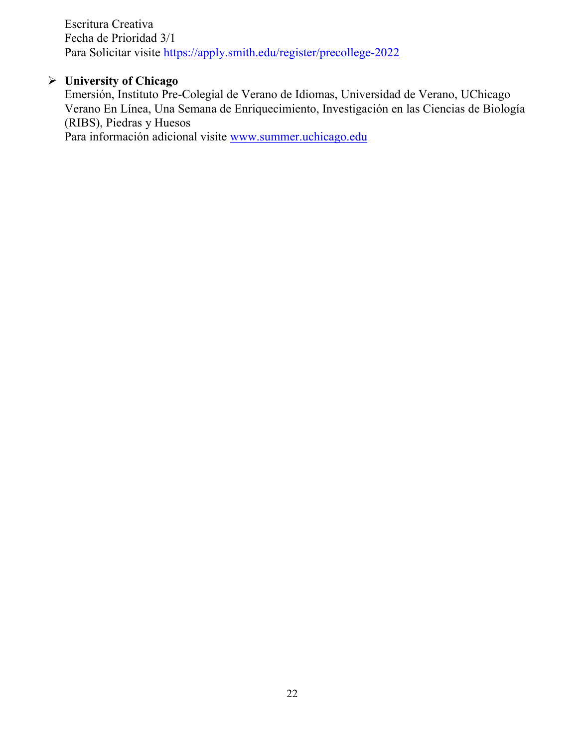Escritura Creativa
Fecha de Prioridad 3/1
Para Solicitar visite https://apply.smith.edu/register/precollege-2022

- **University of Chicago**
  Emersión, Instituto Pre-Colegial de Verano de Idiomas, Universidad de Verano, UChicago Verano En Línea, Una Semana de Enriquecimiento, Investigación en las Ciencias de Biología (RIBS), Piedras y Huesos
  Para información adicional visite www.summer.uchicago.edu